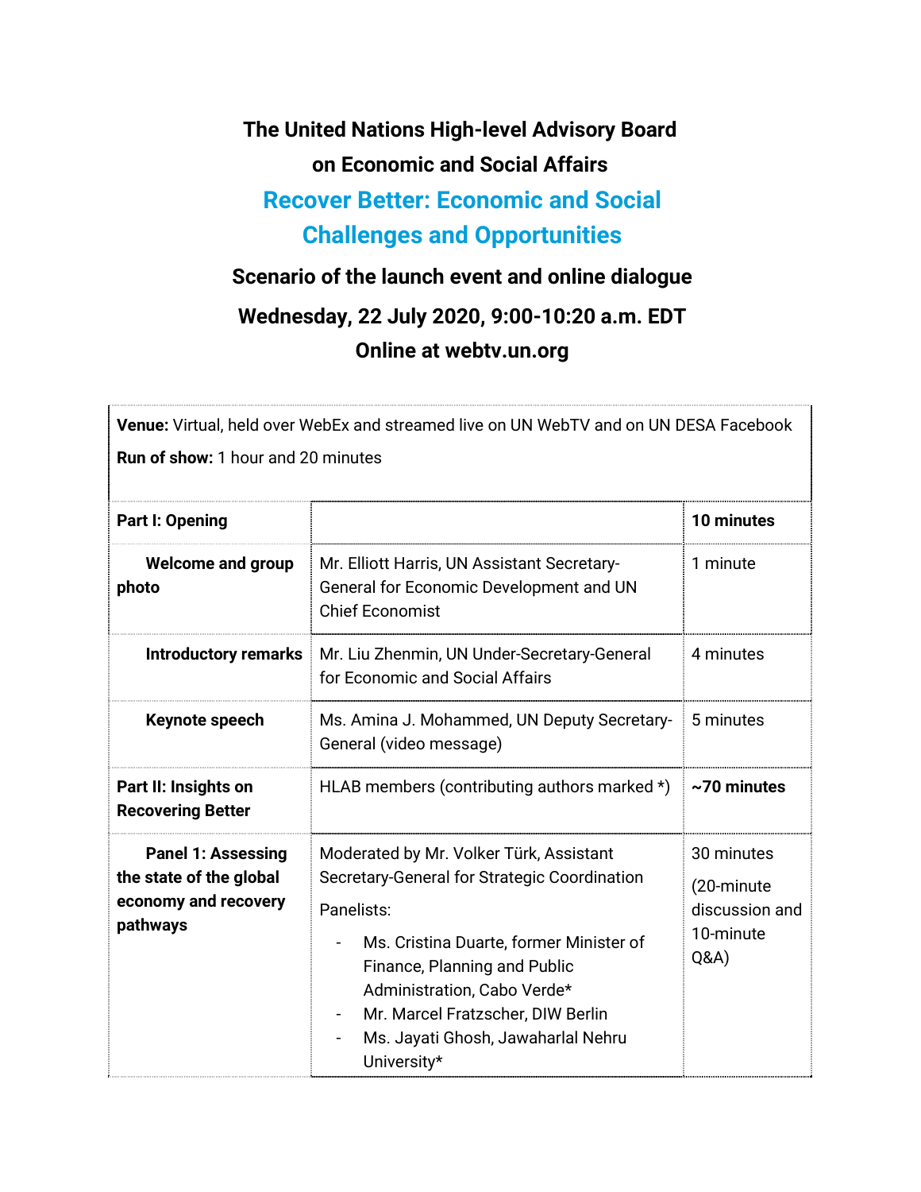# The United Nations High-level Advisory Board on Economic and Social Affairs

## Recover Better: Economic and Social Challenges and Opportunities

### Scenario of the launch event and online dialogue

### Wednesday, 22 July 2020, 9:00-10:20 a.m. EDT

### Online at webtv.un.org

**Venue:** Virtual, held over WebEx and streamed live on UN WebTV and on UN DESA Facebook

**Run of show:** 1 hour and 20 minutes

| **Part I: Opening** | | **10 minutes** |
|---|---|---|
| **Welcome and group photo** | Mr. Elliott Harris, UN Assistant Secretary-General for Economic Development and UN Chief Economist | 1 minute |
| **Introductory remarks** | Mr. Liu Zhenmin, UN Under-Secretary-General for Economic and Social Affairs | 4 minutes |
| **Keynote speech** | Ms. Amina J. Mohammed, UN Deputy Secretary-General (video message) | 5 minutes |
| **Part II: Insights on Recovering Better** | HLAB members (contributing authors marked *) | **~70 minutes** |
| **Panel 1: Assessing the state of the global economy and recovery pathways** | Moderated by Mr. Volker Türk, Assistant Secretary-General for Strategic Coordination<br>Panelists:<br>- Ms. Cristina Duarte, former Minister of Finance, Planning and Public Administration, Cabo Verde*<br>- Mr. Marcel Fratzscher, DIW Berlin<br>- Ms. Jayati Ghosh, Jawaharlal Nehru University* | 30 minutes<br>(20-minute discussion and 10-minute Q&A) |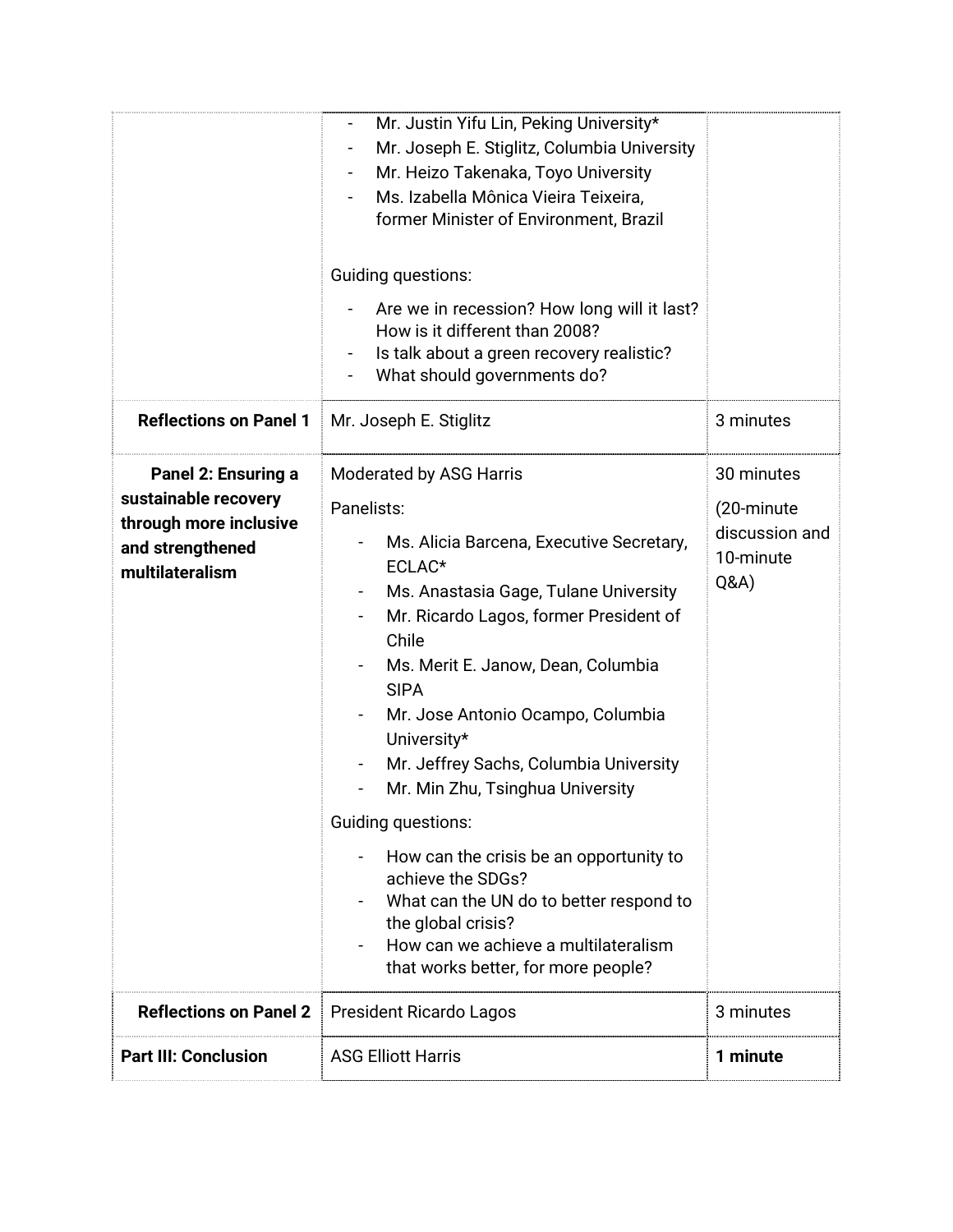| | | |
|---|---|---|
| | - Mr. Justin Yifu Lin, Peking University*<br>- Mr. Joseph E. Stiglitz, Columbia University<br>- Mr. Heizo Takenaka, Toyo University<br>- Ms. Izabella Mônica Vieira Teixeira, former Minister of Environment, Brazil<br><br>Guiding questions:<br>- Are we in recession? How long will it last? How is it different than 2008?<br>- Is talk about a green recovery realistic?<br>- What should governments do? | |
| **Reflections on Panel 1** | Mr. Joseph E. Stiglitz | 3 minutes |
| **Panel 2: Ensuring a sustainable recovery through more inclusive and strengthened multilateralism** | Moderated by ASG Harris<br><br>Panelists:<br>- Ms. Alicia Barcena, Executive Secretary, ECLAC*<br>- Ms. Anastasia Gage, Tulane University<br>- Mr. Ricardo Lagos, former President of Chile<br>- Ms. Merit E. Janow, Dean, Columbia SIPA<br>- Mr. Jose Antonio Ocampo, Columbia University*<br>- Mr. Jeffrey Sachs, Columbia University<br>- Mr. Min Zhu, Tsinghua University<br><br>Guiding questions:<br>- How can the crisis be an opportunity to achieve the SDGs?<br>- What can the UN do to better respond to the global crisis?<br>- How can we achieve a multilateralism that works better, for more people? | 30 minutes<br><br>(20-minute discussion and 10-minute Q&A) |
| **Reflections on Panel 2** | President Ricardo Lagos | 3 minutes |
| **Part III: Conclusion** | ASG Elliott Harris | **1 minute** |